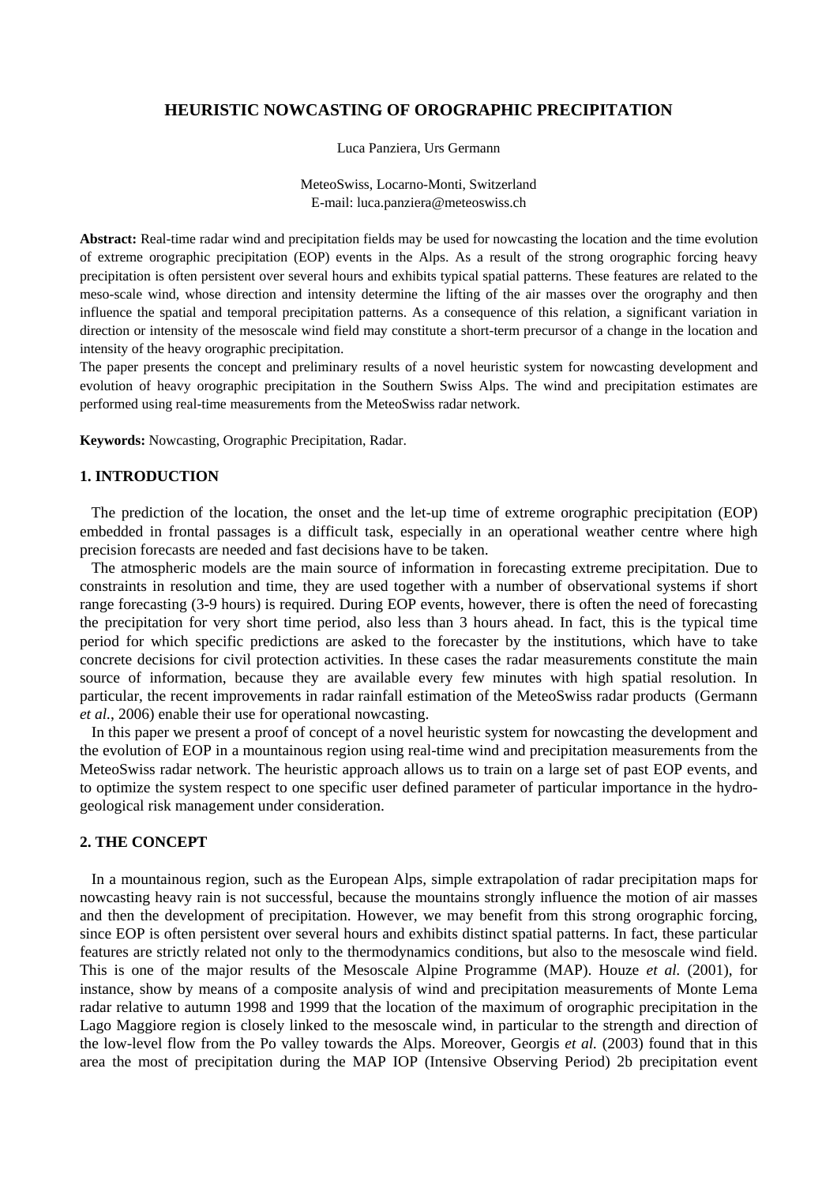# HEURISTIC NOWCASTING OF OROGRAPHIC PRECIPITATION

Luca Panziera, Urs Germann

MeteoSwiss, Locarno-Monti, Switzerland
E-mail: luca.panziera@meteoswiss.ch

**Abstract:** Real-time radar wind and precipitation fields may be used for nowcasting the location and the time evolution of extreme orographic precipitation (EOP) events in the Alps. As a result of the strong orographic forcing heavy precipitation is often persistent over several hours and exhibits typical spatial patterns. These features are related to the meso-scale wind, whose direction and intensity determine the lifting of the air masses over the orography and then influence the spatial and temporal precipitation patterns. As a consequence of this relation, a significant variation in direction or intensity of the mesoscale wind field may constitute a short-term precursor of a change in the location and intensity of the heavy orographic precipitation.

The paper presents the concept and preliminary results of a novel heuristic system for nowcasting development and evolution of heavy orographic precipitation in the Southern Swiss Alps. The wind and precipitation estimates are performed using real-time measurements from the MeteoSwiss radar network.

**Keywords:** Nowcasting, Orographic Precipitation, Radar.

## 1. INTRODUCTION

The prediction of the location, the onset and the let-up time of extreme orographic precipitation (EOP) embedded in frontal passages is a difficult task, especially in an operational weather centre where high precision forecasts are needed and fast decisions have to be taken.

The atmospheric models are the main source of information in forecasting extreme precipitation. Due to constraints in resolution and time, they are used together with a number of observational systems if short range forecasting (3-9 hours) is required. During EOP events, however, there is often the need of forecasting the precipitation for very short time period, also less than 3 hours ahead. In fact, this is the typical time period for which specific predictions are asked to the forecaster by the institutions, which have to take concrete decisions for civil protection activities. In these cases the radar measurements constitute the main source of information, because they are available every few minutes with high spatial resolution. In particular, the recent improvements in radar rainfall estimation of the MeteoSwiss radar products (Germann *et al.*, 2006) enable their use for operational nowcasting.

In this paper we present a proof of concept of a novel heuristic system for nowcasting the development and the evolution of EOP in a mountainous region using real-time wind and precipitation measurements from the MeteoSwiss radar network. The heuristic approach allows us to train on a large set of past EOP events, and to optimize the system respect to one specific user defined parameter of particular importance in the hydro-geological risk management under consideration.

## 2. THE CONCEPT

In a mountainous region, such as the European Alps, simple extrapolation of radar precipitation maps for nowcasting heavy rain is not successful, because the mountains strongly influence the motion of air masses and then the development of precipitation. However, we may benefit from this strong orographic forcing, since EOP is often persistent over several hours and exhibits distinct spatial patterns. In fact, these particular features are strictly related not only to the thermodynamics conditions, but also to the mesoscale wind field. This is one of the major results of the Mesoscale Alpine Programme (MAP). Houze *et al.* (2001), for instance, show by means of a composite analysis of wind and precipitation measurements of Monte Lema radar relative to autumn 1998 and 1999 that the location of the maximum of orographic precipitation in the Lago Maggiore region is closely linked to the mesoscale wind, in particular to the strength and direction of the low-level flow from the Po valley towards the Alps. Moreover, Georgis *et al.* (2003) found that in this area the most of precipitation during the MAP IOP (Intensive Observing Period) 2b precipitation event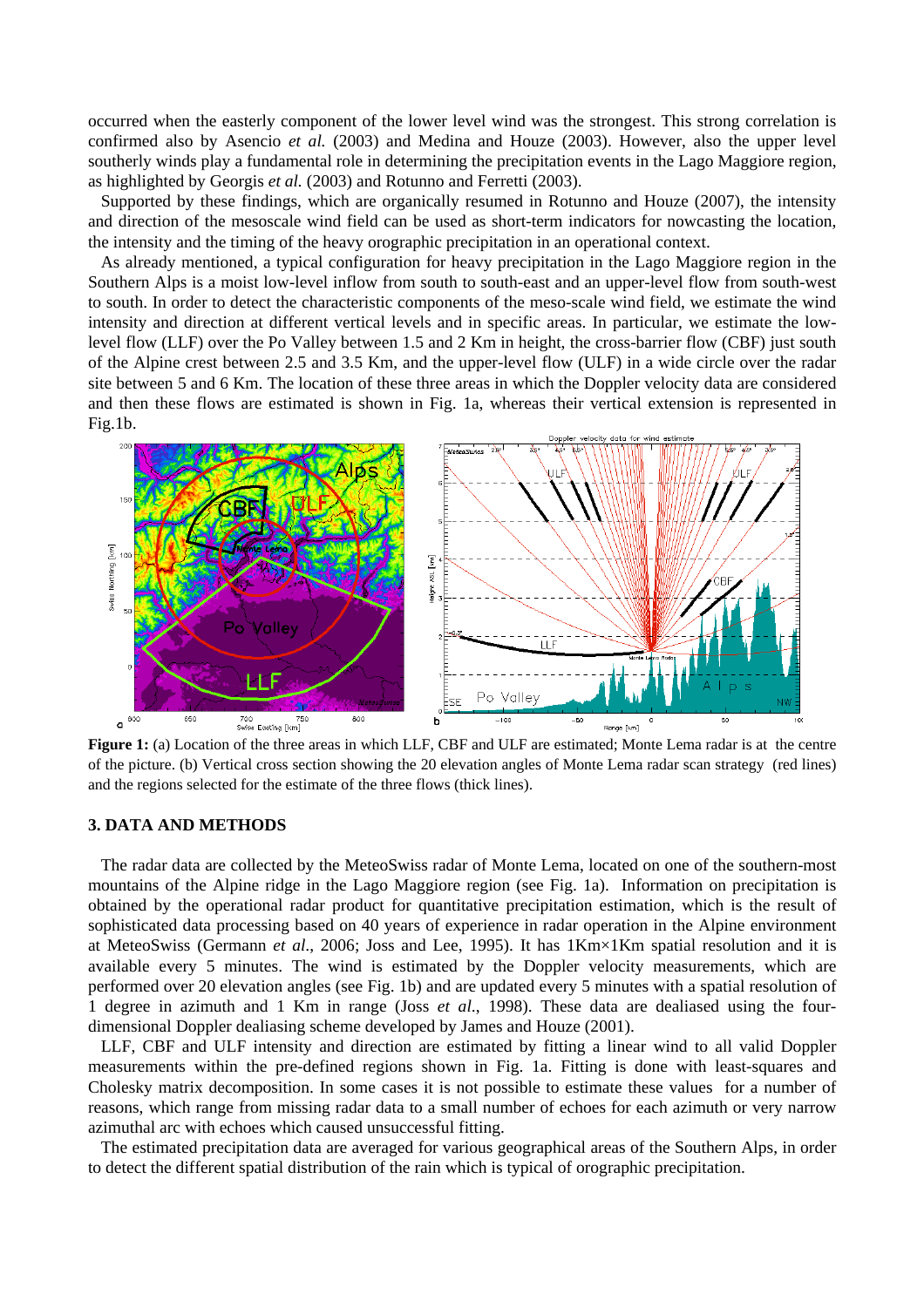occurred when the easterly component of the lower level wind was the strongest. This strong correlation is confirmed also by Asencio *et al.* (2003) and Medina and Houze (2003). However, also the upper level southerly winds play a fundamental role in determining the precipitation events in the Lago Maggiore region, as highlighted by Georgis *et al.* (2003) and Rotunno and Ferretti (2003).

Supported by these findings, which are organically resumed in Rotunno and Houze (2007), the intensity and direction of the mesoscale wind field can be used as short-term indicators for nowcasting the location, the intensity and the timing of the heavy orographic precipitation in an operational context.

As already mentioned, a typical configuration for heavy precipitation in the Lago Maggiore region in the Southern Alps is a moist low-level inflow from south to south-east and an upper-level flow from south-west to south. In order to detect the characteristic components of the meso-scale wind field, we estimate the wind intensity and direction at different vertical levels and in specific areas. In particular, we estimate the low-level flow (LLF) over the Po Valley between 1.5 and 2 Km in height, the cross-barrier flow (CBF) just south of the Alpine crest between 2.5 and 3.5 Km, and the upper-level flow (ULF) in a wide circle over the radar site between 5 and 6 Km. The location of these three areas in which the Doppler velocity data are considered and then these flows are estimated is shown in Fig. 1a, whereas their vertical extension is represented in Fig.1b.

**Figure 1:** (a) Location of the three areas in which LLF, CBF and ULF are estimated; Monte Lema radar is at the centre of the picture. (b) Vertical cross section showing the 20 elevation angles of Monte Lema radar scan strategy (red lines) and the regions selected for the estimate of the three flows (thick lines).

## 3. DATA AND METHODS

The radar data are collected by the MeteoSwiss radar of Monte Lema, located on one of the southern-most mountains of the Alpine ridge in the Lago Maggiore region (see Fig. 1a). Information on precipitation is obtained by the operational radar product for quantitative precipitation estimation, which is the result of sophisticated data processing based on 40 years of experience in radar operation in the Alpine environment at MeteoSwiss (Germann *et al.*, 2006; Joss and Lee, 1995). It has 1Km×1Km spatial resolution and it is available every 5 minutes. The wind is estimated by the Doppler velocity measurements, which are performed over 20 elevation angles (see Fig. 1b) and are updated every 5 minutes with a spatial resolution of 1 degree in azimuth and 1 Km in range (Joss *et al.*, 1998). These data are dealiased using the four-dimensional Doppler dealiasing scheme developed by James and Houze (2001).

LLF, CBF and ULF intensity and direction are estimated by fitting a linear wind to all valid Doppler measurements within the pre-defined regions shown in Fig. 1a. Fitting is done with least-squares and Cholesky matrix decomposition. In some cases it is not possible to estimate these values for a number of reasons, which range from missing radar data to a small number of echoes for each azimuth or very narrow azimuthal arc with echoes which caused unsuccessful fitting.

The estimated precipitation data are averaged for various geographical areas of the Southern Alps, in order to detect the different spatial distribution of the rain which is typical of orographic precipitation.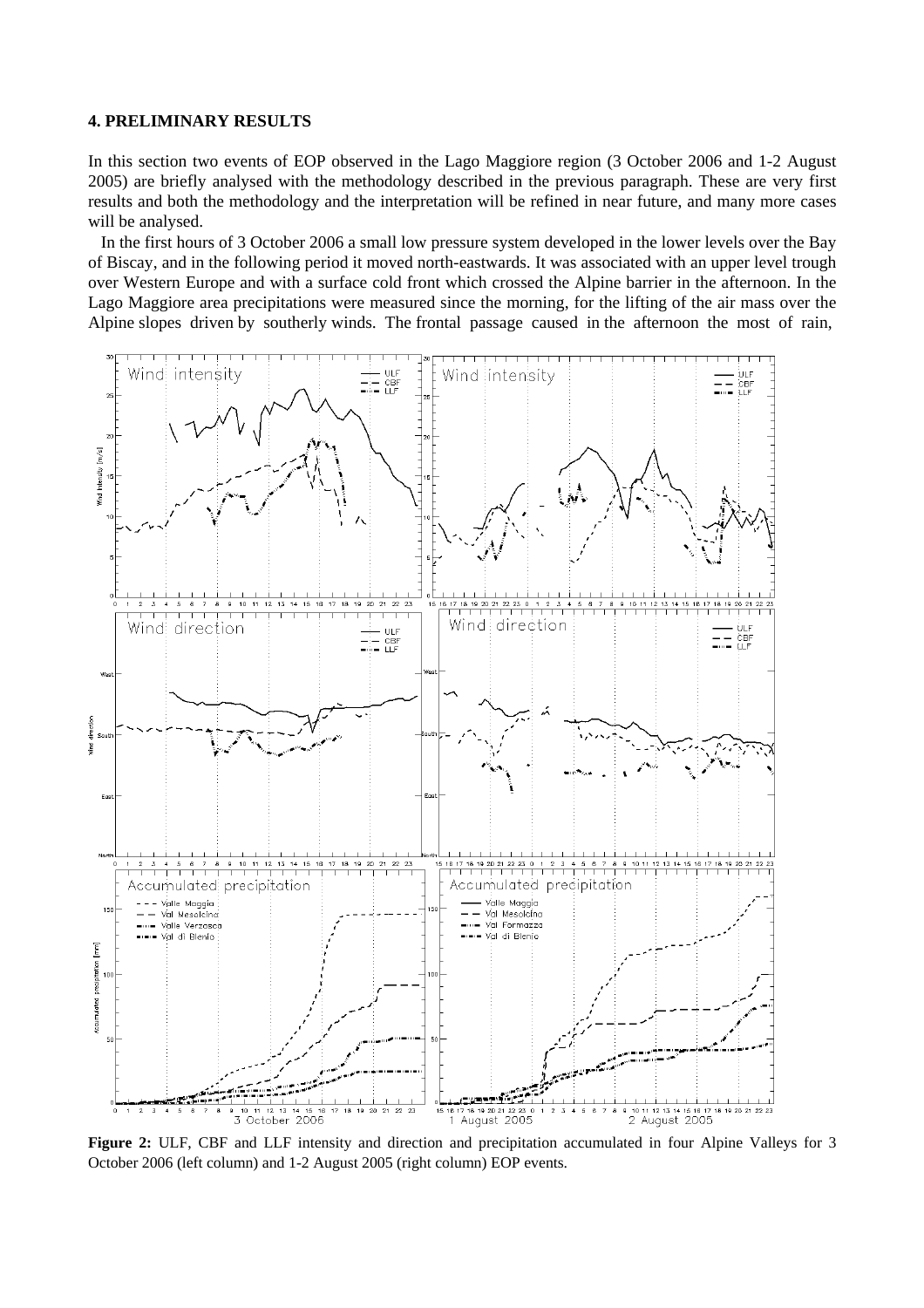## 4. PRELIMINARY RESULTS

In this section two events of EOP observed in the Lago Maggiore region (3 October 2006 and 1-2 August 2005) are briefly analysed with the methodology described in the previous paragraph. These are very first results and both the methodology and the interpretation will be refined in near future, and many more cases will be analysed.

In the first hours of 3 October 2006 a small low pressure system developed in the lower levels over the Bay of Biscay, and in the following period it moved north-eastwards. It was associated with an upper level trough over Western Europe and with a surface cold front which crossed the Alpine barrier in the afternoon. In the Lago Maggiore area precipitations were measured since the morning, for the lifting of the air mass over the Alpine slopes driven by southerly winds. The frontal passage caused in the afternoon the most of rain,

**Figure 2:** ULF, CBF and LLF intensity and direction and precipitation accumulated in four Alpine Valleys for 3 October 2006 (left column) and 1-2 August 2005 (right column) EOP events.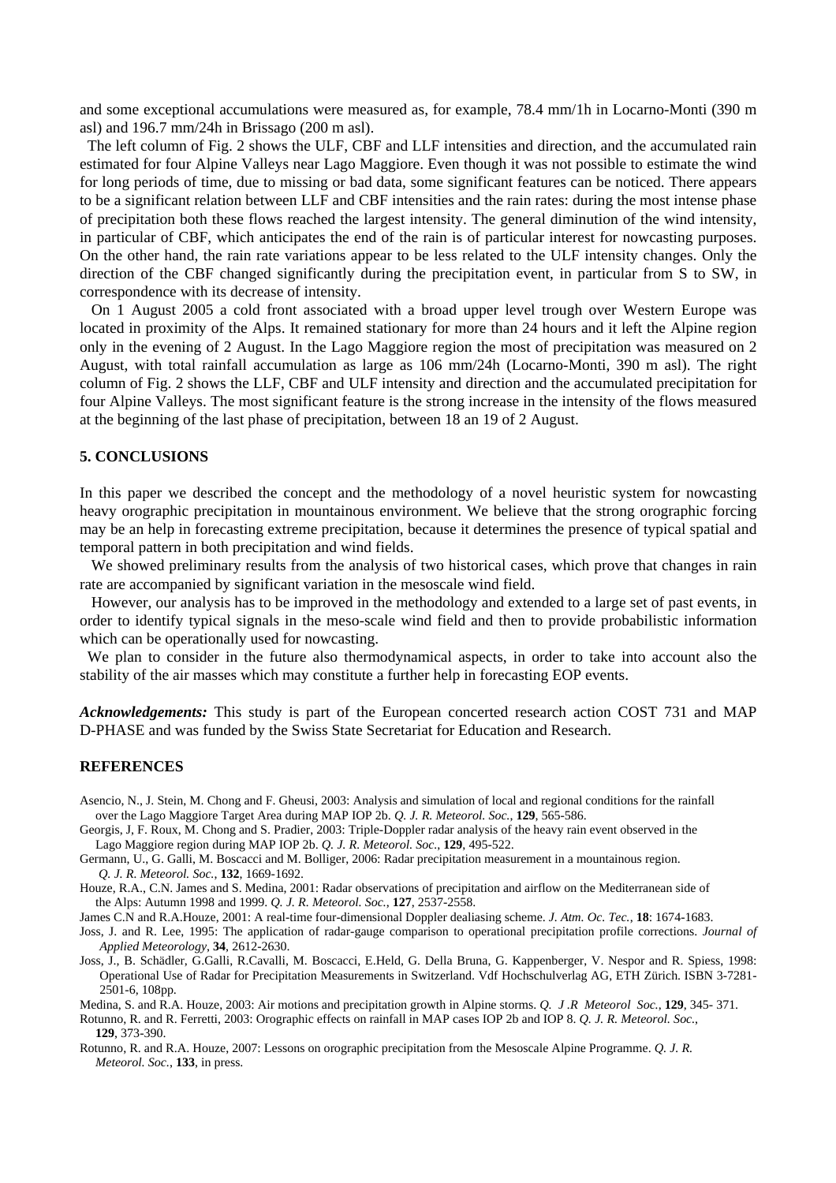and some exceptional accumulations were measured as, for example, 78.4 mm/1h in Locarno-Monti (390 m asl) and 196.7 mm/24h in Brissago (200 m asl).

The left column of Fig. 2 shows the ULF, CBF and LLF intensities and direction, and the accumulated rain estimated for four Alpine Valleys near Lago Maggiore. Even though it was not possible to estimate the wind for long periods of time, due to missing or bad data, some significant features can be noticed. There appears to be a significant relation between LLF and CBF intensities and the rain rates: during the most intense phase of precipitation both these flows reached the largest intensity. The general diminution of the wind intensity, in particular of CBF, which anticipates the end of the rain is of particular interest for nowcasting purposes. On the other hand, the rain rate variations appear to be less related to the ULF intensity changes. Only the direction of the CBF changed significantly during the precipitation event, in particular from S to SW, in correspondence with its decrease of intensity.

On 1 August 2005 a cold front associated with a broad upper level trough over Western Europe was located in proximity of the Alps. It remained stationary for more than 24 hours and it left the Alpine region only in the evening of 2 August. In the Lago Maggiore region the most of precipitation was measured on 2 August, with total rainfall accumulation as large as 106 mm/24h (Locarno-Monti, 390 m asl). The right column of Fig. 2 shows the LLF, CBF and ULF intensity and direction and the accumulated precipitation for four Alpine Valleys. The most significant feature is the strong increase in the intensity of the flows measured at the beginning of the last phase of precipitation, between 18 an 19 of 2 August.

## 5. CONCLUSIONS

In this paper we described the concept and the methodology of a novel heuristic system for nowcasting heavy orographic precipitation in mountainous environment. We believe that the strong orographic forcing may be an help in forecasting extreme precipitation, because it determines the presence of typical spatial and temporal pattern in both precipitation and wind fields.

We showed preliminary results from the analysis of two historical cases, which prove that changes in rain rate are accompanied by significant variation in the mesoscale wind field.

However, our analysis has to be improved in the methodology and extended to a large set of past events, in order to identify typical signals in the meso-scale wind field and then to provide probabilistic information which can be operationally used for nowcasting.

We plan to consider in the future also thermodynamical aspects, in order to take into account also the stability of the air masses which may constitute a further help in forecasting EOP events.

***Acknowledgements:*** This study is part of the European concerted research action COST 731 and MAP D-PHASE and was funded by the Swiss State Secretariat for Education and Research.

## REFERENCES

Asencio, N., J. Stein, M. Chong and F. Gheusi, 2003: Analysis and simulation of local and regional conditions for the rainfall over the Lago Maggiore Target Area during MAP IOP 2b. *Q. J. R. Meteorol. Soc.*, **129**, 565-586.

Georgis, J, F. Roux, M. Chong and S. Pradier, 2003: Triple-Doppler radar analysis of the heavy rain event observed in the Lago Maggiore region during MAP IOP 2b. *Q. J. R. Meteorol. Soc.*, **129**, 495-522.

Germann, U., G. Galli, M. Boscacci and M. Bolliger, 2006: Radar precipitation measurement in a mountainous region. *Q. J. R. Meteorol. Soc.*, **132**, 1669-1692.

Houze, R.A., C.N. James and S. Medina, 2001: Radar observations of precipitation and airflow on the Mediterranean side of the Alps: Autumn 1998 and 1999. *Q. J. R. Meteorol. Soc.*, **127**, 2537-2558.

James C.N and R.A.Houze, 2001: A real-time four-dimensional Doppler dealiasing scheme. *J. Atm. Oc. Tec.*, **18**: 1674-1683.

Joss, J. and R. Lee, 1995: The application of radar-gauge comparison to operational precipitation profile corrections. *Journal of Applied Meteorology*, **34**, 2612-2630.

Joss, J., B. Schädler, G.Galli, R.Cavalli, M. Boscacci, E.Held, G. Della Bruna, G. Kappenberger, V. Nespor and R. Spiess, 1998: Operational Use of Radar for Precipitation Measurements in Switzerland. Vdf Hochschulverlag AG, ETH Zürich. ISBN 3-7281-2501-6, 108pp.

Medina, S. and R.A. Houze, 2003: Air motions and precipitation growth in Alpine storms. *Q. J .R Meteorol Soc.*, **129**, 345- 371.

Rotunno, R. and R. Ferretti, 2003: Orographic effects on rainfall in MAP cases IOP 2b and IOP 8. *Q. J. R. Meteorol. Soc.*, **129**, 373-390.

Rotunno, R. and R.A. Houze, 2007: Lessons on orographic precipitation from the Mesoscale Alpine Programme. *Q. J. R. Meteorol. Soc.*, **133**, in press.